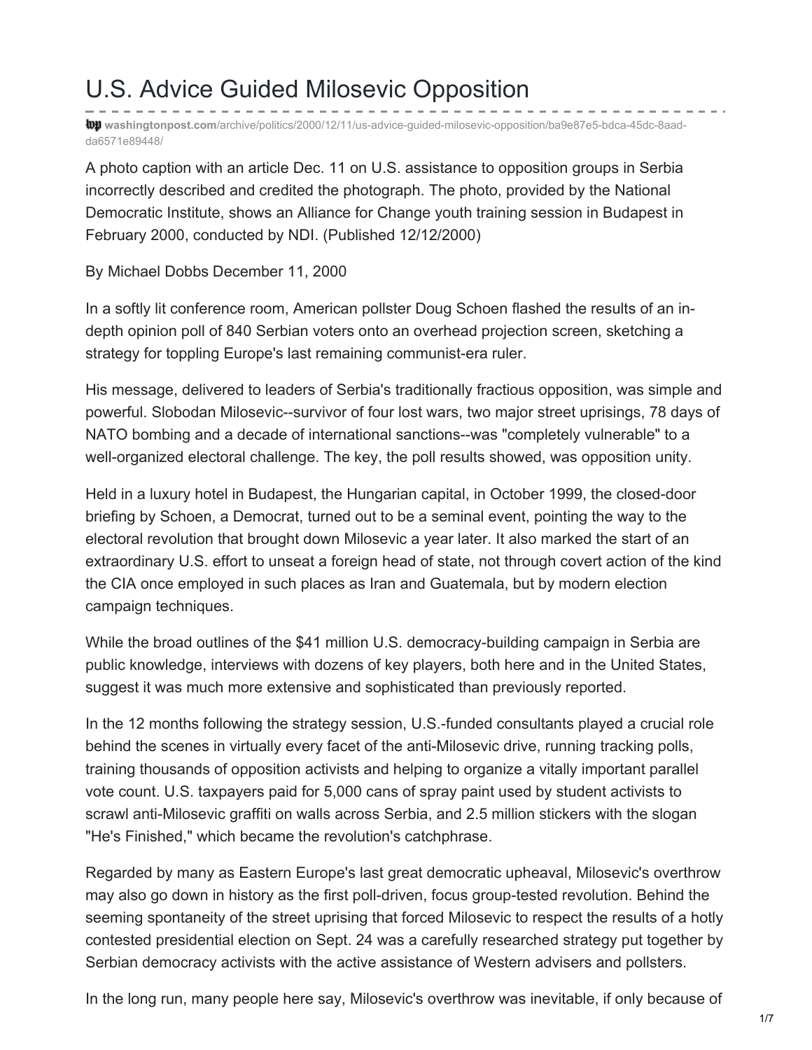# U.S. Advice Guided Milosevic Opposition

washingtonpost.com/archive/politics/2000/12/11/us-advice-guided-milosevic-opposition/ba9e87e5-bdca-45dc-8aad-da6571e89448/

A photo caption with an article Dec. 11 on U.S. assistance to opposition groups in Serbia incorrectly described and credited the photograph. The photo, provided by the National Democratic Institute, shows an Alliance for Change youth training session in Budapest in February 2000, conducted by NDI. (Published 12/12/2000)

By Michael Dobbs December 11, 2000

In a softly lit conference room, American pollster Doug Schoen flashed the results of an in-depth opinion poll of 840 Serbian voters onto an overhead projection screen, sketching a strategy for toppling Europe's last remaining communist-era ruler.

His message, delivered to leaders of Serbia's traditionally fractious opposition, was simple and powerful. Slobodan Milosevic--survivor of four lost wars, two major street uprisings, 78 days of NATO bombing and a decade of international sanctions--was "completely vulnerable" to a well-organized electoral challenge. The key, the poll results showed, was opposition unity.

Held in a luxury hotel in Budapest, the Hungarian capital, in October 1999, the closed-door briefing by Schoen, a Democrat, turned out to be a seminal event, pointing the way to the electoral revolution that brought down Milosevic a year later. It also marked the start of an extraordinary U.S. effort to unseat a foreign head of state, not through covert action of the kind the CIA once employed in such places as Iran and Guatemala, but by modern election campaign techniques.

While the broad outlines of the $41 million U.S. democracy-building campaign in Serbia are public knowledge, interviews with dozens of key players, both here and in the United States, suggest it was much more extensive and sophisticated than previously reported.

In the 12 months following the strategy session, U.S.-funded consultants played a crucial role behind the scenes in virtually every facet of the anti-Milosevic drive, running tracking polls, training thousands of opposition activists and helping to organize a vitally important parallel vote count. U.S. taxpayers paid for 5,000 cans of spray paint used by student activists to scrawl anti-Milosevic graffiti on walls across Serbia, and 2.5 million stickers with the slogan "He's Finished," which became the revolution's catchphrase.

Regarded by many as Eastern Europe's last great democratic upheaval, Milosevic's overthrow may also go down in history as the first poll-driven, focus group-tested revolution. Behind the seeming spontaneity of the street uprising that forced Milosevic to respect the results of a hotly contested presidential election on Sept. 24 was a carefully researched strategy put together by Serbian democracy activists with the active assistance of Western advisers and pollsters.

In the long run, many people here say, Milosevic's overthrow was inevitable, if only because of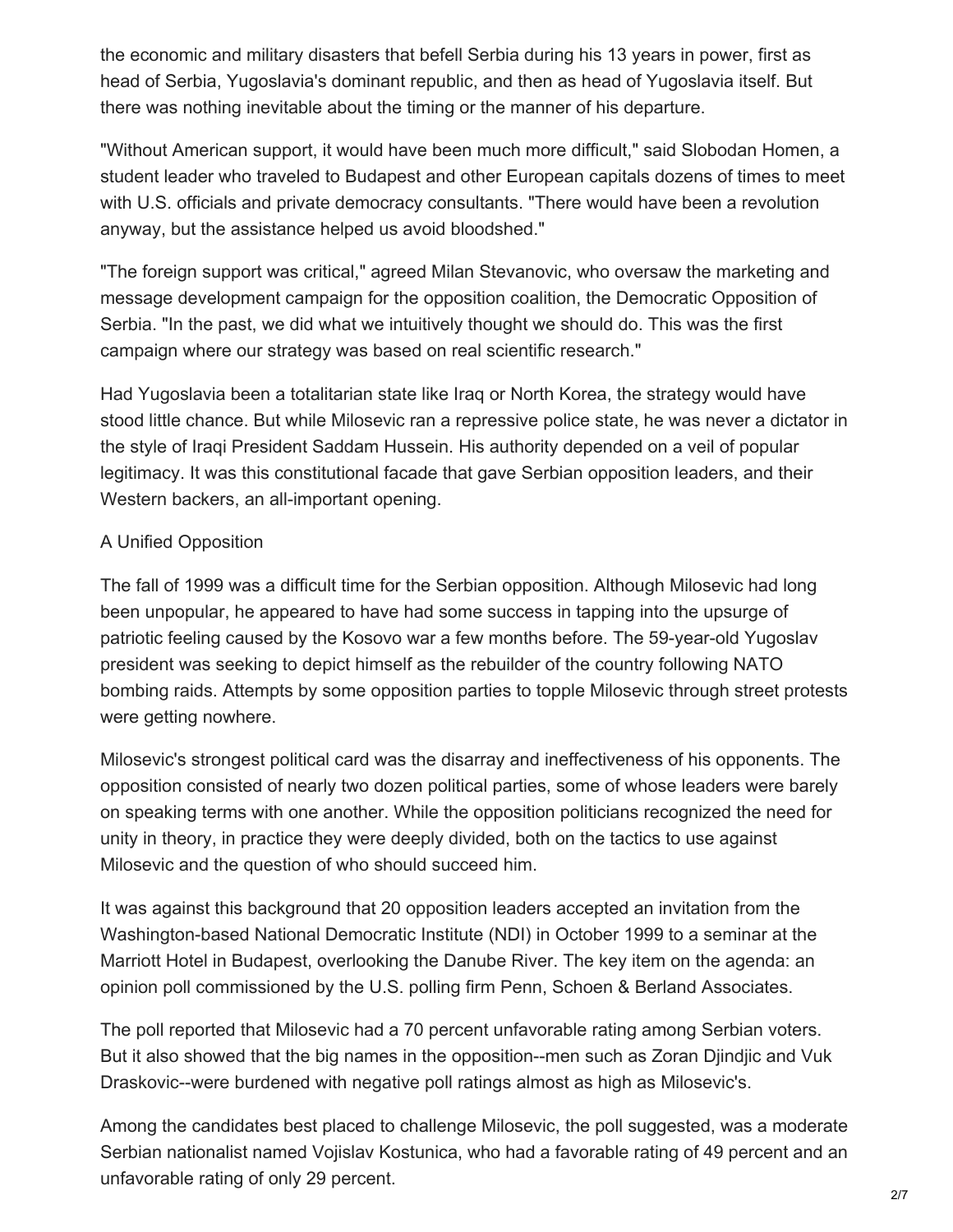the economic and military disasters that befell Serbia during his 13 years in power, first as head of Serbia, Yugoslavia's dominant republic, and then as head of Yugoslavia itself. But there was nothing inevitable about the timing or the manner of his departure.

"Without American support, it would have been much more difficult," said Slobodan Homen, a student leader who traveled to Budapest and other European capitals dozens of times to meet with U.S. officials and private democracy consultants. "There would have been a revolution anyway, but the assistance helped us avoid bloodshed."

"The foreign support was critical," agreed Milan Stevanovic, who oversaw the marketing and message development campaign for the opposition coalition, the Democratic Opposition of Serbia. "In the past, we did what we intuitively thought we should do. This was the first campaign where our strategy was based on real scientific research."

Had Yugoslavia been a totalitarian state like Iraq or North Korea, the strategy would have stood little chance. But while Milosevic ran a repressive police state, he was never a dictator in the style of Iraqi President Saddam Hussein. His authority depended on a veil of popular legitimacy. It was this constitutional facade that gave Serbian opposition leaders, and their Western backers, an all-important opening.

## A Unified Opposition

The fall of 1999 was a difficult time for the Serbian opposition. Although Milosevic had long been unpopular, he appeared to have had some success in tapping into the upsurge of patriotic feeling caused by the Kosovo war a few months before. The 59-year-old Yugoslav president was seeking to depict himself as the rebuilder of the country following NATO bombing raids. Attempts by some opposition parties to topple Milosevic through street protests were getting nowhere.

Milosevic's strongest political card was the disarray and ineffectiveness of his opponents. The opposition consisted of nearly two dozen political parties, some of whose leaders were barely on speaking terms with one another. While the opposition politicians recognized the need for unity in theory, in practice they were deeply divided, both on the tactics to use against Milosevic and the question of who should succeed him.

It was against this background that 20 opposition leaders accepted an invitation from the Washington-based National Democratic Institute (NDI) in October 1999 to a seminar at the Marriott Hotel in Budapest, overlooking the Danube River. The key item on the agenda: an opinion poll commissioned by the U.S. polling firm Penn, Schoen & Berland Associates.

The poll reported that Milosevic had a 70 percent unfavorable rating among Serbian voters. But it also showed that the big names in the opposition--men such as Zoran Djindjic and Vuk Draskovic--were burdened with negative poll ratings almost as high as Milosevic's.

Among the candidates best placed to challenge Milosevic, the poll suggested, was a moderate Serbian nationalist named Vojislav Kostunica, who had a favorable rating of 49 percent and an unfavorable rating of only 29 percent.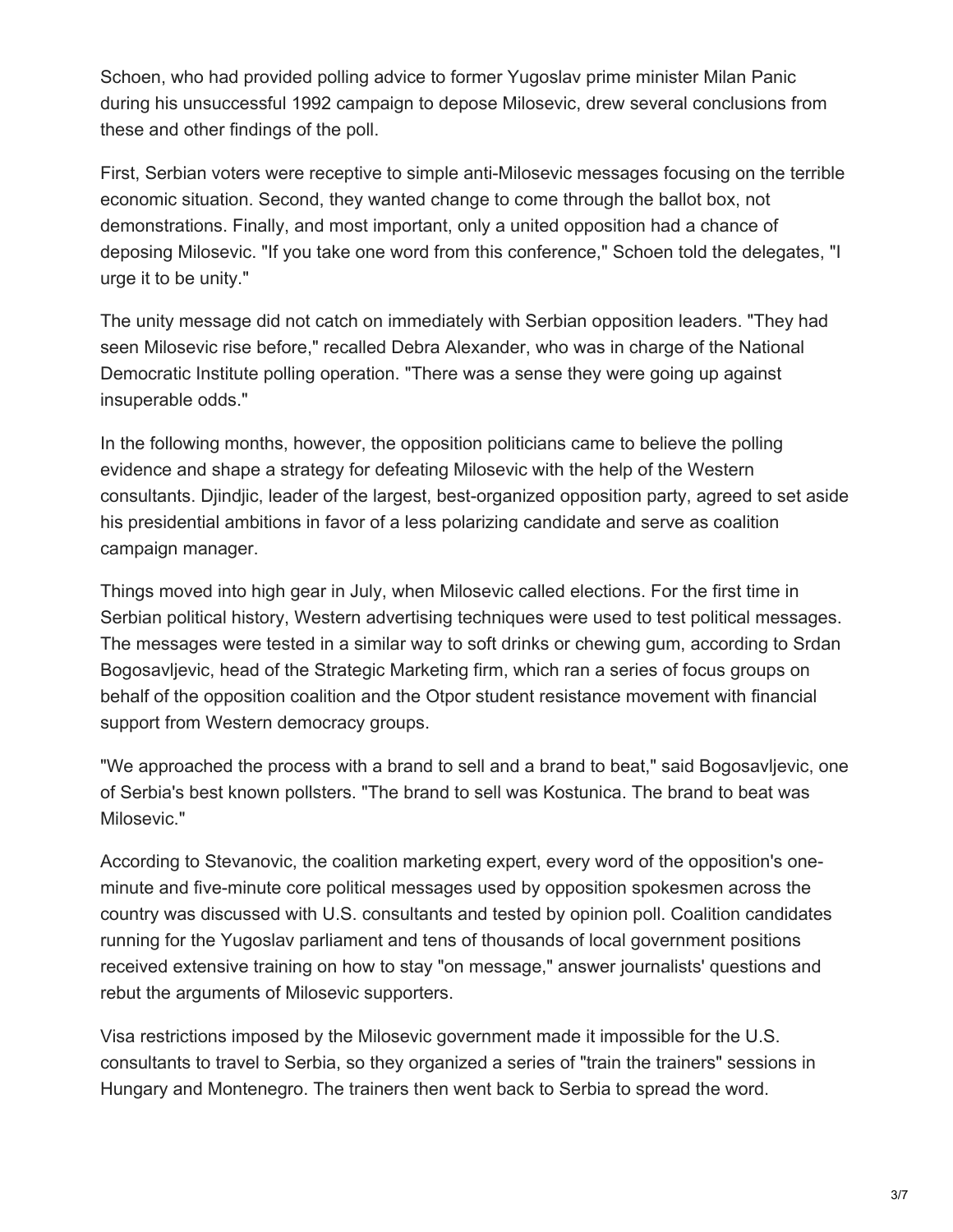Schoen, who had provided polling advice to former Yugoslav prime minister Milan Panic during his unsuccessful 1992 campaign to depose Milosevic, drew several conclusions from these and other findings of the poll.

First, Serbian voters were receptive to simple anti-Milosevic messages focusing on the terrible economic situation. Second, they wanted change to come through the ballot box, not demonstrations. Finally, and most important, only a united opposition had a chance of deposing Milosevic. "If you take one word from this conference," Schoen told the delegates, "I urge it to be unity."

The unity message did not catch on immediately with Serbian opposition leaders. "They had seen Milosevic rise before," recalled Debra Alexander, who was in charge of the National Democratic Institute polling operation. "There was a sense they were going up against insuperable odds."

In the following months, however, the opposition politicians came to believe the polling evidence and shape a strategy for defeating Milosevic with the help of the Western consultants. Djindjic, leader of the largest, best-organized opposition party, agreed to set aside his presidential ambitions in favor of a less polarizing candidate and serve as coalition campaign manager.

Things moved into high gear in July, when Milosevic called elections. For the first time in Serbian political history, Western advertising techniques were used to test political messages. The messages were tested in a similar way to soft drinks or chewing gum, according to Srdan Bogosavljevic, head of the Strategic Marketing firm, which ran a series of focus groups on behalf of the opposition coalition and the Otpor student resistance movement with financial support from Western democracy groups.

"We approached the process with a brand to sell and a brand to beat," said Bogosavljevic, one of Serbia's best known pollsters. "The brand to sell was Kostunica. The brand to beat was Milosevic."

According to Stevanovic, the coalition marketing expert, every word of the opposition's one-minute and five-minute core political messages used by opposition spokesmen across the country was discussed with U.S. consultants and tested by opinion poll. Coalition candidates running for the Yugoslav parliament and tens of thousands of local government positions received extensive training on how to stay "on message," answer journalists' questions and rebut the arguments of Milosevic supporters.

Visa restrictions imposed by the Milosevic government made it impossible for the U.S. consultants to travel to Serbia, so they organized a series of "train the trainers" sessions in Hungary and Montenegro. The trainers then went back to Serbia to spread the word.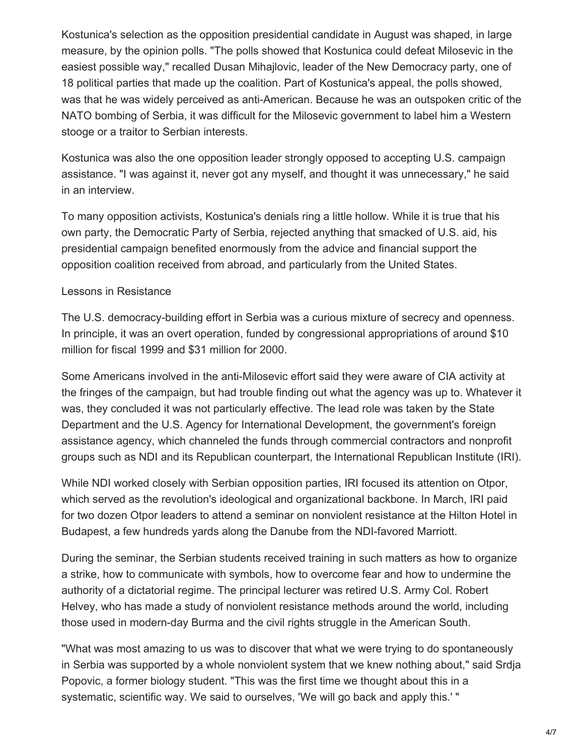Kostunica's selection as the opposition presidential candidate in August was shaped, in large measure, by the opinion polls. "The polls showed that Kostunica could defeat Milosevic in the easiest possible way," recalled Dusan Mihajlovic, leader of the New Democracy party, one of 18 political parties that made up the coalition. Part of Kostunica's appeal, the polls showed, was that he was widely perceived as anti-American. Because he was an outspoken critic of the NATO bombing of Serbia, it was difficult for the Milosevic government to label him a Western stooge or a traitor to Serbian interests.

Kostunica was also the one opposition leader strongly opposed to accepting U.S. campaign assistance. "I was against it, never got any myself, and thought it was unnecessary," he said in an interview.

To many opposition activists, Kostunica's denials ring a little hollow. While it is true that his own party, the Democratic Party of Serbia, rejected anything that smacked of U.S. aid, his presidential campaign benefited enormously from the advice and financial support the opposition coalition received from abroad, and particularly from the United States.

## Lessons in Resistance

The U.S. democracy-building effort in Serbia was a curious mixture of secrecy and openness. In principle, it was an overt operation, funded by congressional appropriations of around $10 million for fiscal 1999 and $31 million for 2000.

Some Americans involved in the anti-Milosevic effort said they were aware of CIA activity at the fringes of the campaign, but had trouble finding out what the agency was up to. Whatever it was, they concluded it was not particularly effective. The lead role was taken by the State Department and the U.S. Agency for International Development, the government's foreign assistance agency, which channeled the funds through commercial contractors and nonprofit groups such as NDI and its Republican counterpart, the International Republican Institute (IRI).

While NDI worked closely with Serbian opposition parties, IRI focused its attention on Otpor, which served as the revolution's ideological and organizational backbone. In March, IRI paid for two dozen Otpor leaders to attend a seminar on nonviolent resistance at the Hilton Hotel in Budapest, a few hundreds yards along the Danube from the NDI-favored Marriott.

During the seminar, the Serbian students received training in such matters as how to organize a strike, how to communicate with symbols, how to overcome fear and how to undermine the authority of a dictatorial regime. The principal lecturer was retired U.S. Army Col. Robert Helvey, who has made a study of nonviolent resistance methods around the world, including those used in modern-day Burma and the civil rights struggle in the American South.

"What was most amazing to us was to discover that what we were trying to do spontaneously in Serbia was supported by a whole nonviolent system that we knew nothing about," said Srdja Popovic, a former biology student. "This was the first time we thought about this in a systematic, scientific way. We said to ourselves, 'We will go back and apply this.' "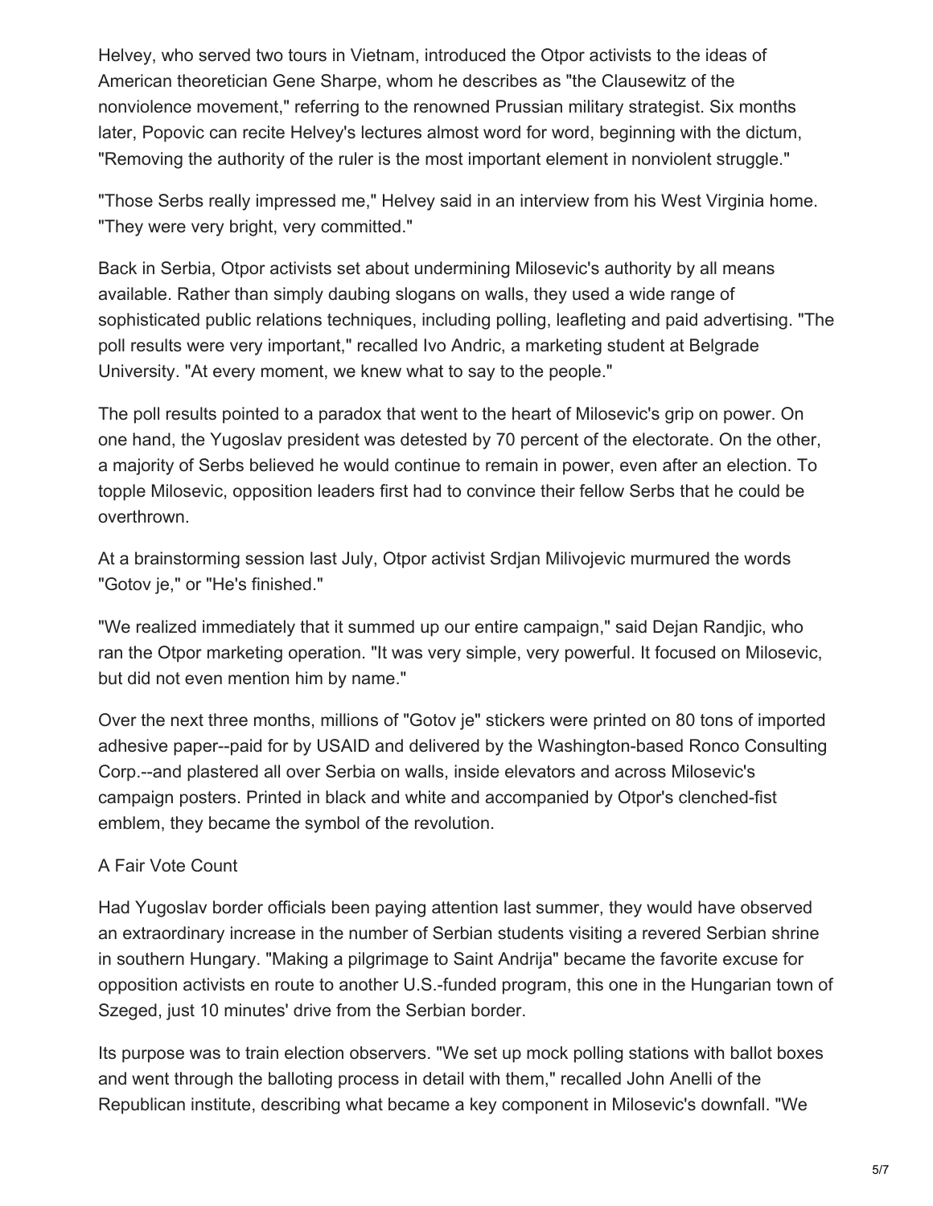Helvey, who served two tours in Vietnam, introduced the Otpor activists to the ideas of American theoretician Gene Sharpe, whom he describes as "the Clausewitz of the nonviolence movement," referring to the renowned Prussian military strategist. Six months later, Popovic can recite Helvey's lectures almost word for word, beginning with the dictum, "Removing the authority of the ruler is the most important element in nonviolent struggle."

"Those Serbs really impressed me," Helvey said in an interview from his West Virginia home. "They were very bright, very committed."

Back in Serbia, Otpor activists set about undermining Milosevic's authority by all means available. Rather than simply daubing slogans on walls, they used a wide range of sophisticated public relations techniques, including polling, leafleting and paid advertising. "The poll results were very important," recalled Ivo Andric, a marketing student at Belgrade University. "At every moment, we knew what to say to the people."

The poll results pointed to a paradox that went to the heart of Milosevic's grip on power. On one hand, the Yugoslav president was detested by 70 percent of the electorate. On the other, a majority of Serbs believed he would continue to remain in power, even after an election. To topple Milosevic, opposition leaders first had to convince their fellow Serbs that he could be overthrown.

At a brainstorming session last July, Otpor activist Srdjan Milivojevic murmured the words "Gotov je," or "He's finished."

"We realized immediately that it summed up our entire campaign," said Dejan Randjic, who ran the Otpor marketing operation. "It was very simple, very powerful. It focused on Milosevic, but did not even mention him by name."

Over the next three months, millions of "Gotov je" stickers were printed on 80 tons of imported adhesive paper--paid for by USAID and delivered by the Washington-based Ronco Consulting Corp.--and plastered all over Serbia on walls, inside elevators and across Milosevic's campaign posters. Printed in black and white and accompanied by Otpor's clenched-fist emblem, they became the symbol of the revolution.

## A Fair Vote Count

Had Yugoslav border officials been paying attention last summer, they would have observed an extraordinary increase in the number of Serbian students visiting a revered Serbian shrine in southern Hungary. "Making a pilgrimage to Saint Andrija" became the favorite excuse for opposition activists en route to another U.S.-funded program, this one in the Hungarian town of Szeged, just 10 minutes' drive from the Serbian border.

Its purpose was to train election observers. "We set up mock polling stations with ballot boxes and went through the balloting process in detail with them," recalled John Anelli of the Republican institute, describing what became a key component in Milosevic's downfall. "We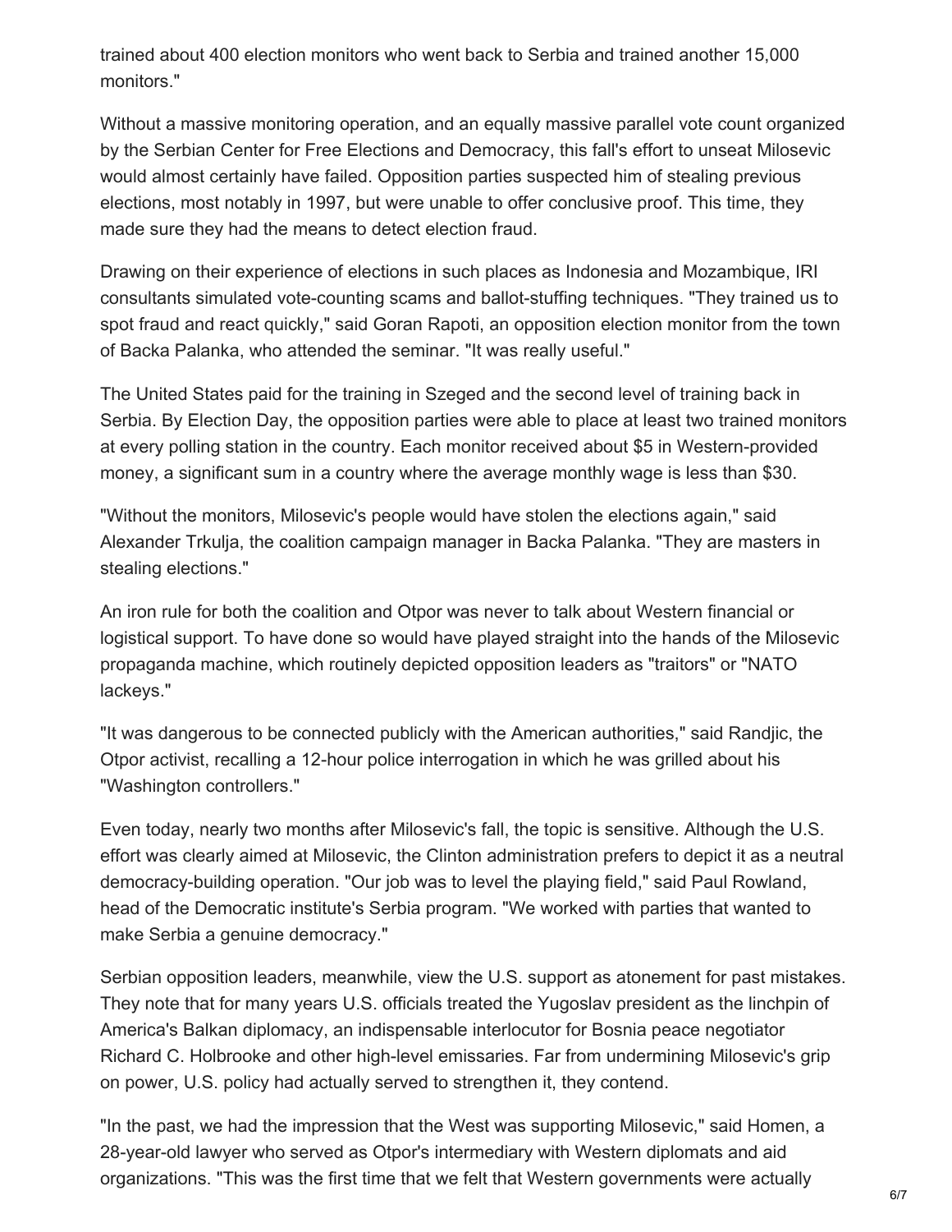trained about 400 election monitors who went back to Serbia and trained another 15,000 monitors."

Without a massive monitoring operation, and an equally massive parallel vote count organized by the Serbian Center for Free Elections and Democracy, this fall's effort to unseat Milosevic would almost certainly have failed. Opposition parties suspected him of stealing previous elections, most notably in 1997, but were unable to offer conclusive proof. This time, they made sure they had the means to detect election fraud.

Drawing on their experience of elections in such places as Indonesia and Mozambique, IRI consultants simulated vote-counting scams and ballot-stuffing techniques. "They trained us to spot fraud and react quickly," said Goran Rapoti, an opposition election monitor from the town of Backa Palanka, who attended the seminar. "It was really useful."

The United States paid for the training in Szeged and the second level of training back in Serbia. By Election Day, the opposition parties were able to place at least two trained monitors at every polling station in the country. Each monitor received about $5 in Western-provided money, a significant sum in a country where the average monthly wage is less than $30.

"Without the monitors, Milosevic's people would have stolen the elections again," said Alexander Trkulja, the coalition campaign manager in Backa Palanka. "They are masters in stealing elections."

An iron rule for both the coalition and Otpor was never to talk about Western financial or logistical support. To have done so would have played straight into the hands of the Milosevic propaganda machine, which routinely depicted opposition leaders as "traitors" or "NATO lackeys."

"It was dangerous to be connected publicly with the American authorities," said Randjic, the Otpor activist, recalling a 12-hour police interrogation in which he was grilled about his "Washington controllers."

Even today, nearly two months after Milosevic's fall, the topic is sensitive. Although the U.S. effort was clearly aimed at Milosevic, the Clinton administration prefers to depict it as a neutral democracy-building operation. "Our job was to level the playing field," said Paul Rowland, head of the Democratic institute's Serbia program. "We worked with parties that wanted to make Serbia a genuine democracy."

Serbian opposition leaders, meanwhile, view the U.S. support as atonement for past mistakes. They note that for many years U.S. officials treated the Yugoslav president as the linchpin of America's Balkan diplomacy, an indispensable interlocutor for Bosnia peace negotiator Richard C. Holbrooke and other high-level emissaries. Far from undermining Milosevic's grip on power, U.S. policy had actually served to strengthen it, they contend.

"In the past, we had the impression that the West was supporting Milosevic," said Homen, a 28-year-old lawyer who served as Otpor's intermediary with Western diplomats and aid organizations. "This was the first time that we felt that Western governments were actually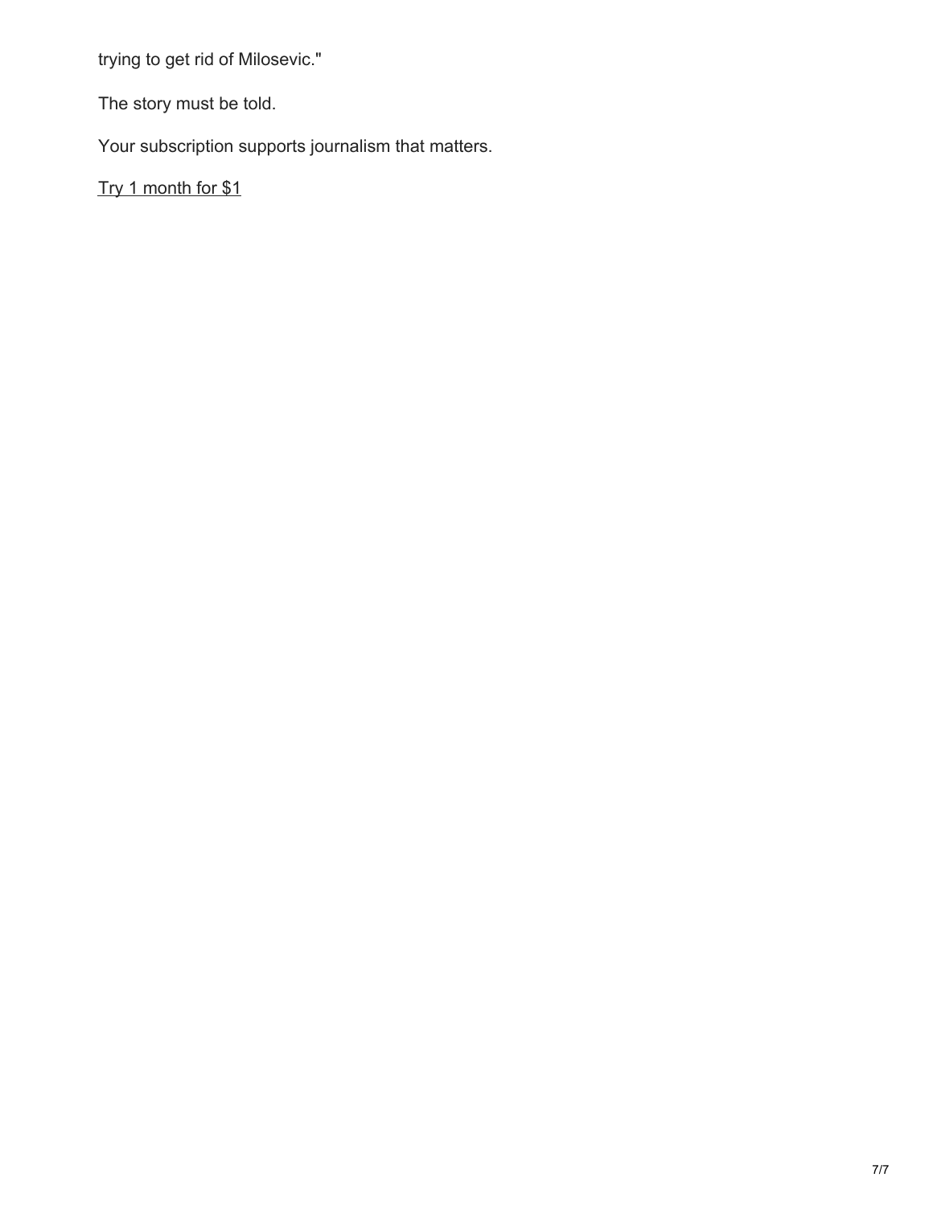trying to get rid of Milosevic."

The story must be told.

Your subscription supports journalism that matters.

Try 1 month for $1